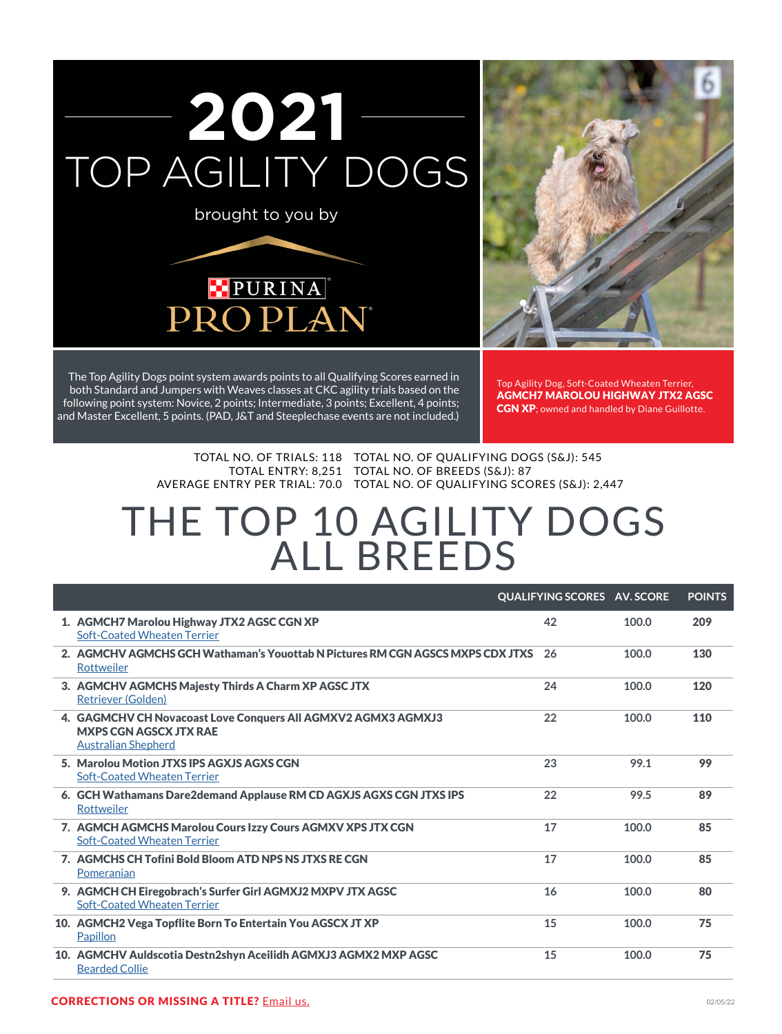# 2021 TOP AGILITY DOGS

brought to you by

PURINA PRO PLAN

The Top Agility Dogs point system awards points to all Qualifying Scores earned in both Standard and Jumpers with Weaves classes at CKC agility trials based on the following point system: Novice, 2 points; Intermediate, 3 points; Excellent, 4 points; and Master Excellent, 5 points. (PAD, J&T and Steeplechase events are not included.)

Top Agility Dog, Soft-Coated Wheaten Terrier, **AGMCH7 MAROLOU HIGHWAY JTX2 AGSC CGN XP**; owned and handled by Diane Guillotte.

TOTAL NO. OF TRIALS: 118
TOTAL ENTRY: 8,251
AVERAGE ENTRY PER TRIAL: 70.0
TOTAL NO. OF QUALIFYING DOGS (S&J): 545
TOTAL NO. OF BREEDS (S&J): 87
TOTAL NO. OF QUALIFYING SCORES (S&J): 2,447

# THE TOP 10 AGILITY DOGS ALL BREEDS

| | QUALIFYING SCORES | AV. SCORE | POINTS |
|---|---|---|---|
| 1. **AGMCH7 Marolou Highway JTX2 AGSC CGN XP** Soft-Coated Wheaten Terrier | 42 | 100.0 | **209** |
| 2. **AGMCHV AGMCHS GCH Wathaman's Youottab N Pictures RM CGN AGSCS MXPS CDX JTXS** Rottweiler | 26 | 100.0 | **130** |
| 3. **AGMCHV AGMCHS Majesty Thirds A Charm XP AGSC JTX** Retriever (Golden) | 24 | 100.0 | **120** |
| 4. **GAGMCHV CH Novacoast Love Conquers All AGMXV2 AGMX3 AGMXJ3 MXPS CGN AGSCX JTX RAE** Australian Shepherd | 22 | 100.0 | **110** |
| 5. **Marolou Motion JTXS IPS AGXJS AGXS CGN** Soft-Coated Wheaten Terrier | 23 | 99.1 | **99** |
| 6. **GCH Wathamans Dare2demand Applause RM CD AGXJS AGXS CGN JTXS IPS** Rottweiler | 22 | 99.5 | **89** |
| 7. **AGMCH AGMCHS Marolou Cours Izzy Cours AGMXV XPS JTX CGN** Soft-Coated Wheaten Terrier | 17 | 100.0 | **85** |
| 7. **AGMCHS CH Tofini Bold Bloom ATD NPS NS JTXS RE CGN** Pomeranian | 17 | 100.0 | **85** |
| 9. **AGMCH CH Eiregobrach's Surfer Girl AGMXJ2 MXPV JTX AGSC** Soft-Coated Wheaten Terrier | 16 | 100.0 | **80** |
| 10. **AGMCH2 Vega Topflite Born To Entertain You AGSCX JT XP** Papillon | 15 | 100.0 | **75** |
| 10. **AGMCHV Auldscotia Destn2shyn Aceilidh AGMXJ3 AGMX2 MXP AGSC** Bearded Collie | 15 | 100.0 | **75** |

**CORRECTIONS OR MISSING A TITLE?** Email us.

02/05/22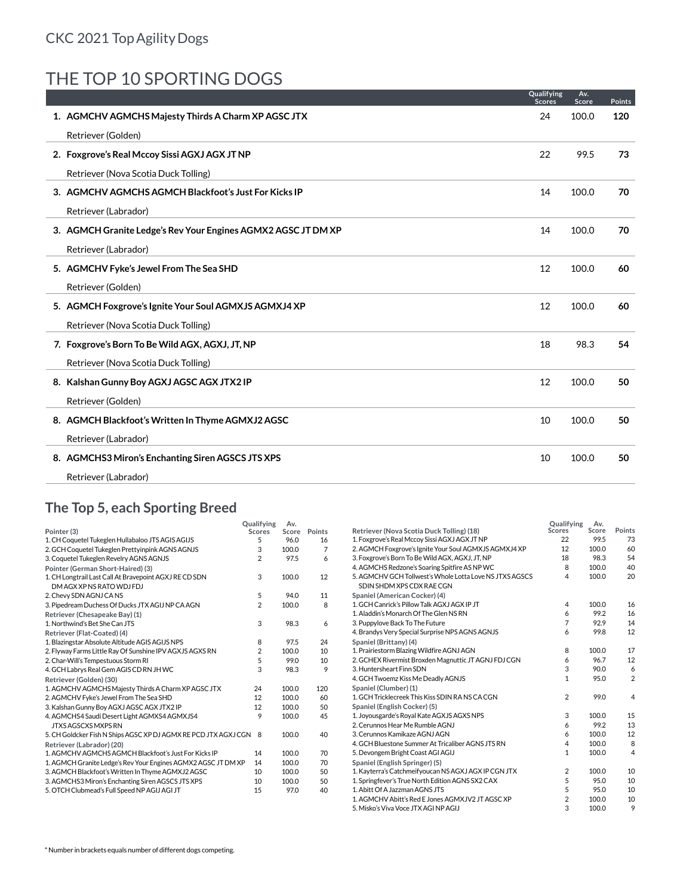## CKC 2021 Top Agility Dogs

# THE TOP 10 SPORTING DOGS

| | Qualifying Scores | Av. Score | Points |
|---|---|---|---|
| **1. AGMCHV AGMCHS Majesty Thirds A Charm XP AGSC JTX**<br>Retriever (Golden) | 24 | 100.0 | **120** |
| **2. Foxgrove's Real Mccoy Sissi AGXJ AGX JT NP**<br>Retriever (Nova Scotia Duck Tolling) | 22 | 99.5 | **73** |
| **3. AGMCHV AGMCHS AGMCH Blackfoot's Just For Kicks IP**<br>Retriever (Labrador) | 14 | 100.0 | **70** |
| **3. AGMCH Granite Ledge's Rev Your Engines AGMX2 AGSC JT DM XP**<br>Retriever (Labrador) | 14 | 100.0 | **70** |
| **5. AGMCHV Fyke's Jewel From The Sea SHD**<br>Retriever (Golden) | 12 | 100.0 | **60** |
| **5. AGMCH Foxgrove's Ignite Your Soul AGMXJS AGMXJ4 XP**<br>Retriever (Nova Scotia Duck Tolling) | 12 | 100.0 | **60** |
| **7. Foxgrove's Born To Be Wild AGX, AGXJ, JT, NP**<br>Retriever (Nova Scotia Duck Tolling) | 18 | 98.3 | **54** |
| **8. Kalshan Gunny Boy AGXJ AGSC AGX JTX2 IP**<br>Retriever (Golden) | 12 | 100.0 | **50** |
| **8. AGMCH Blackfoot's Written In Thyme AGMXJ2 AGSC**<br>Retriever (Labrador) | 10 | 100.0 | **50** |
| **8. AGMCHS3 Miron's Enchanting Siren AGSCS JTS XPS**<br>Retriever (Labrador) | 10 | 100.0 | **50** |

## The Top 5, each Sporting Breed

| | Qualifying Scores | Av. Score | Points |
|---|---|---|---|
| **Pointer (3)** | | | |
| 1. CH Coquetel Tukeglen Hullabaloo JTS AGIS AGIJS | 5 | 96.0 | 16 |
| 2. GCH Coquetel Tukeglen Prettyinpink AGNS AGNJS | 3 | 100.0 | 7 |
| 3. Coquetel Tukeglen Revelry AGNS AGNJS | 2 | 97.5 | 6 |
| **Pointer (German Short-Haired) (3)** | | | |
| 1. CH Longtrail Last Call At Bravepoint AGXJ RE CD SDN DM AGX XP NS RATO WDJ FDJ | 3 | 100.0 | 12 |
| 2. Chevy SDN AGNJ CA NS | 5 | 94.0 | 11 |
| 3. Pipedream Duchess Of Ducks JTX AGIJ NP CA AGN | 2 | 100.0 | 8 |
| **Retriever (Chesapeake Bay) (1)** | | | |
| 1. Northwind's Bet She Can JTS | 3 | 98.3 | 6 |
| **Retriever (Flat-Coated) (4)** | | | |
| 1. Blazingstar Absolute Altitude AGIS AGIJS NPS | 8 | 97.5 | 24 |
| 2. Flyway Farms Little Ray Of Sunshine IPV AGXJS AGXS RN | 2 | 100.0 | 10 |
| 2. Char-Will's Tempestuous Storm RI | 5 | 99.0 | 10 |
| 4. GCH Labrys Real Gem AGIS CD RN JH WC | 3 | 98.3 | 9 |
| **Retriever (Golden) (30)** | | | |
| 1. AGMCHV AGMCHS Majesty Thirds A Charm XP AGSC JTX | 24 | 100.0 | 120 |
| 2. AGMCHV Fyke's Jewel From The Sea SHD | 12 | 100.0 | 60 |
| 3. Kalshan Gunny Boy AGXJ AGSC AGX JTX2 IP | 12 | 100.0 | 50 |
| 4. AGMCHS4 Saudi Desert Light AGMXS4 AGMXJS4 JTXS AGSCXS MXPS RN | 9 | 100.0 | 45 |
| 5. CH Goldcker Fish N Ships AGSC XP DJ AGMX RE PCD JTX AGXJ CGN | 8 | 100.0 | 40 |
| **Retriever (Labrador) (20)** | | | |
| 1. AGMCHV AGMCHS AGMCH Blackfoot's Just For Kicks IP | 14 | 100.0 | 70 |
| 1. AGMCH Granite Ledge's Rev Your Engines AGMX2 AGSC JT DM XP | 14 | 100.0 | 70 |
| 3. AGMCH Blackfoot's Written In Thyme AGMXJ2 AGSC | 10 | 100.0 | 50 |
| 3. AGMCHS3 Miron's Enchanting Siren AGSCS JTS XPS | 10 | 100.0 | 50 |
| 5. OTCH Clubmead's Full Speed NP AGIJ AGI JT | 15 | 97.0 | 40 |
| **Retriever (Nova Scotia Duck Tolling) (18)** | | | |
| 1. Foxgrove's Real Mccoy Sissi AGXJ AGX JT NP | 22 | 99.5 | 73 |
| 2. AGMCH Foxgrove's Ignite Your Soul AGMXJS AGMXJ4 XP | 12 | 100.0 | 60 |
| 3. Foxgrove's Born To Be Wild AGX, AGXJ, JT, NP | 18 | 98.3 | 54 |
| 4. AGMCHS Redzone's Soaring Spitfire AS NP WC | 8 | 100.0 | 40 |
| 5. AGMCHV GCH Tollwest's Whole Lotta Love NS JTXS AGSCS SDIN SHDM XPS CDX RAE CGN | 4 | 100.0 | 20 |
| **Spaniel (American Cocker) (4)** | | | |
| 1. GCH Canrick's Pillow Talk AGXJ AGX IP JT | 4 | 100.0 | 16 |
| 1. Aladdin's Monarch Of The Glen NS RN | 6 | 99.2 | 16 |
| 3. Puppylove Back To The Future | 7 | 92.9 | 14 |
| 4. Brandys Very Special Surprise NPS AGNS AGNJS | 6 | 99.8 | 12 |
| **Spaniel (Brittany) (4)** | | | |
| 1. Prairiestorm Blazing Wildfire AGNJ AGN | 8 | 100.0 | 17 |
| 2. GCHEX Rivermist Broxden Magnuttic JT AGNJ FDJ CGN | 6 | 96.7 | 12 |
| 3. Huntersheart Finn SDN | 3 | 90.0 | 6 |
| 4. GCH Twoemz Kiss Me Deadly AGNJS | 1 | 95.0 | 2 |
| **Spaniel (Clumber) (1)** | | | |
| 1. GCH Tricklecreek This Kiss SDIN RA NS CA CGN | 2 | 99.0 | 4 |
| **Spaniel (English Cocker) (5)** | | | |
| 1. Joyousgarde's Royal Kate AGXJS AGXS NPS | 3 | 100.0 | 15 |
| 2. Cerunnos Hear Me Rumble AGNJ | 6 | 99.2 | 13 |
| 3. Cerunnos Kamikaze AGNJ AGN | 6 | 100.0 | 12 |
| 4. GCH Bluestone Summer At Tricaliber AGNS JTS RN | 4 | 100.0 | 8 |
| 5. Devongem Bright Coast AGI AGIJ | 1 | 100.0 | 4 |
| **Spaniel (English Springer) (5)** | | | |
| 1. Kayterra's Catchmeifyoucan NS AGXJ AGX IP CGN JTX | 2 | 100.0 | 10 |
| 1. Springfever's True North Edition AGNS SX2 CAX | 5 | 95.0 | 10 |
| 1. Abitt Of A Jazzman AGNS JTS | 5 | 95.0 | 10 |
| 1. AGMCHV Abitt's Red E Jones AGMXJV2 JT AGSC XP | 2 | 100.0 | 10 |
| 5. Misko's Viva Voce JTX AGI NP AGIJ | 3 | 100.0 | 9 |

* Number in brackets equals number of different dogs competing.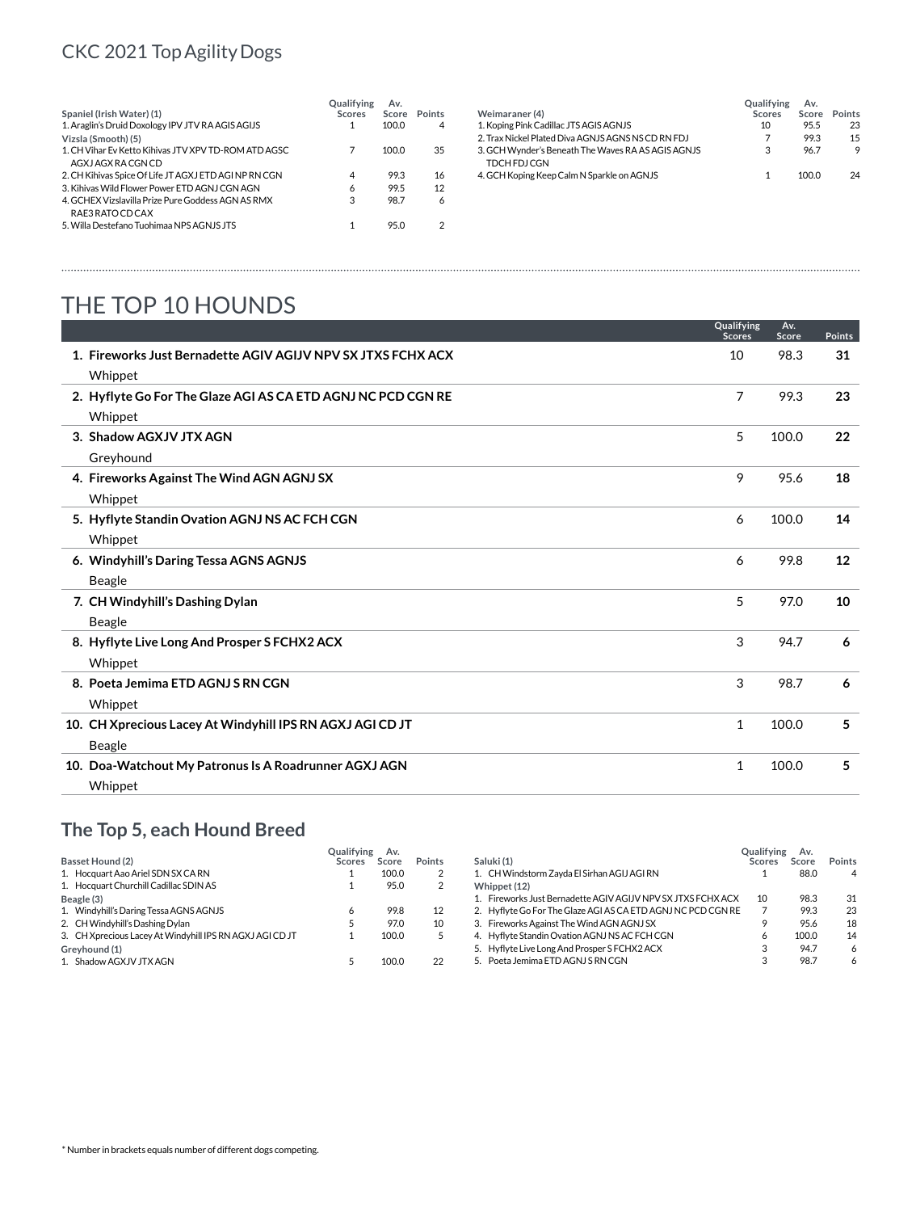## CKC 2021 Top Agility Dogs

| Spaniel (Irish Water) (1) | Qualifying Scores | Av. Score | Points |
|---|---|---|---|
| 1. Araglin's Druid Doxology IPV JTV RA AGIS AGIJS | 1 | 100.0 | 4 |
| **Vizsla (Smooth) (5)** | | | |
| 1. CH Vihar Ev Ketto Kihivas JTV XPV TD-ROM ATD AGSC AGXJ AGX RA CGN CD | 7 | 100.0 | 35 |
| 2. CH Kihivas Spice Of Life JT AGXJ ETD AGI NP RN CGN | 4 | 99.3 | 16 |
| 3. Kihivas Wild Flower Power ETD AGNJ CGN AGN | 6 | 99.5 | 12 |
| 4. GCHEX Vizslavilla Prize Pure Goddess AGN AS RMX RAE3 RATO CD CAX | 3 | 98.7 | 6 |
| 5. Willa Destefano Tuohimaa NPS AGNJS JTS | 1 | 95.0 | 2 |

| Weimaraner (4) | Qualifying Scores | Av. Score | Points |
|---|---|---|---|
| 1. Koping Pink Cadillac JTS AGIS AGNJS | 10 | 95.5 | 23 |
| 2. Trax Nickel Plated Diva AGNJS AGNS NS CD RN FDJ | 7 | 99.3 | 15 |
| 3. GCH Wynder's Beneath The Waves RA AS AGIS AGNJS TDCH FDJ CGN | 3 | 96.7 | 9 |
| 4. GCH Koping Keep Calm N Sparkle on AGNJS | 1 | 100.0 | 24 |

# THE TOP 10 HOUNDS

| | Qualifying Scores | Av. Score | Points |
|---|---|---|---|
| **1. Fireworks Just Bernadette AGIV AGIJV NPV SX JTXS FCHX ACX**<br>Whippet | 10 | 98.3 | **31** |
| **2. Hyflyte Go For The Glaze AGI AS CA ETD AGNJ NC PCD CGN RE**<br>Whippet | 7 | 99.3 | **23** |
| **3. Shadow AGXJV JTX AGN**<br>Greyhound | 5 | 100.0 | **22** |
| **4. Fireworks Against The Wind AGN AGNJ SX**<br>Whippet | 9 | 95.6 | **18** |
| **5. Hyflyte Standin Ovation AGNJ NS AC FCH CGN**<br>Whippet | 6 | 100.0 | **14** |
| **6. Windyhill's Daring Tessa AGNS AGNJS**<br>Beagle | 6 | 99.8 | **12** |
| **7. CH Windyhill's Dashing Dylan**<br>Beagle | 5 | 97.0 | **10** |
| **8. Hyflyte Live Long And Prosper S FCHX2 ACX**<br>Whippet | 3 | 94.7 | **6** |
| **8. Poeta Jemima ETD AGNJ S RN CGN**<br>Whippet | 3 | 98.7 | **6** |
| **10. CH Xprecious Lacey At Windyhill IPS RN AGXJ AGI CD JT**<br>Beagle | 1 | 100.0 | **5** |
| **10. Doa-Watchout My Patronus Is A Roadrunner AGXJ AGN**<br>Whippet | 1 | 100.0 | **5** |

## The Top 5, each Hound Breed

| Basset Hound (2) | Qualifying Scores | Av. Score | Points |
|---|---|---|---|
| 1. Hocquart Aao Ariel SDN SX CA RN | 1 | 100.0 | 2 |
| 1. Hocquart Churchill Cadillac SDIN AS | 1 | 95.0 | 2 |
| **Beagle (3)** | | | |
| 1. Windyhill's Daring Tessa AGNS AGNJS | 6 | 99.8 | 12 |
| 2. CH Windyhill's Dashing Dylan | 5 | 97.0 | 10 |
| 3. CH Xprecious Lacey At Windyhill IPS RN AGXJ AGI CD JT | 1 | 100.0 | 5 |
| **Greyhound (1)** | | | |
| 1. Shadow AGXJV JTX AGN | 5 | 100.0 | 22 |

| Saluki (1) | Qualifying Scores | Av. Score | Points |
|---|---|---|---|
| 1. CH Windstorm Zayda El Sirhan AGIJ AGI RN | 1 | 88.0 | 4 |
| **Whippet (12)** | | | |
| 1. Fireworks Just Bernadette AGIV AGIJV NPV SX JTXS FCHX ACX | 10 | 98.3 | 31 |
| 2. Hyflyte Go For The Glaze AGI AS CA ETD AGNJ NC PCD CGN RE | 7 | 99.3 | 23 |
| 3. Fireworks Against The Wind AGN AGNJ SX | 9 | 95.6 | 18 |
| 4. Hyflyte Standin Ovation AGNJ NS AC FCH CGN | 6 | 100.0 | 14 |
| 5. Hyflyte Live Long And Prosper S FCHX2 ACX | 3 | 94.7 | 6 |
| 5. Poeta Jemima ETD AGNJ S RN CGN | 3 | 98.7 | 6 |

\* Number in brackets equals number of different dogs competing.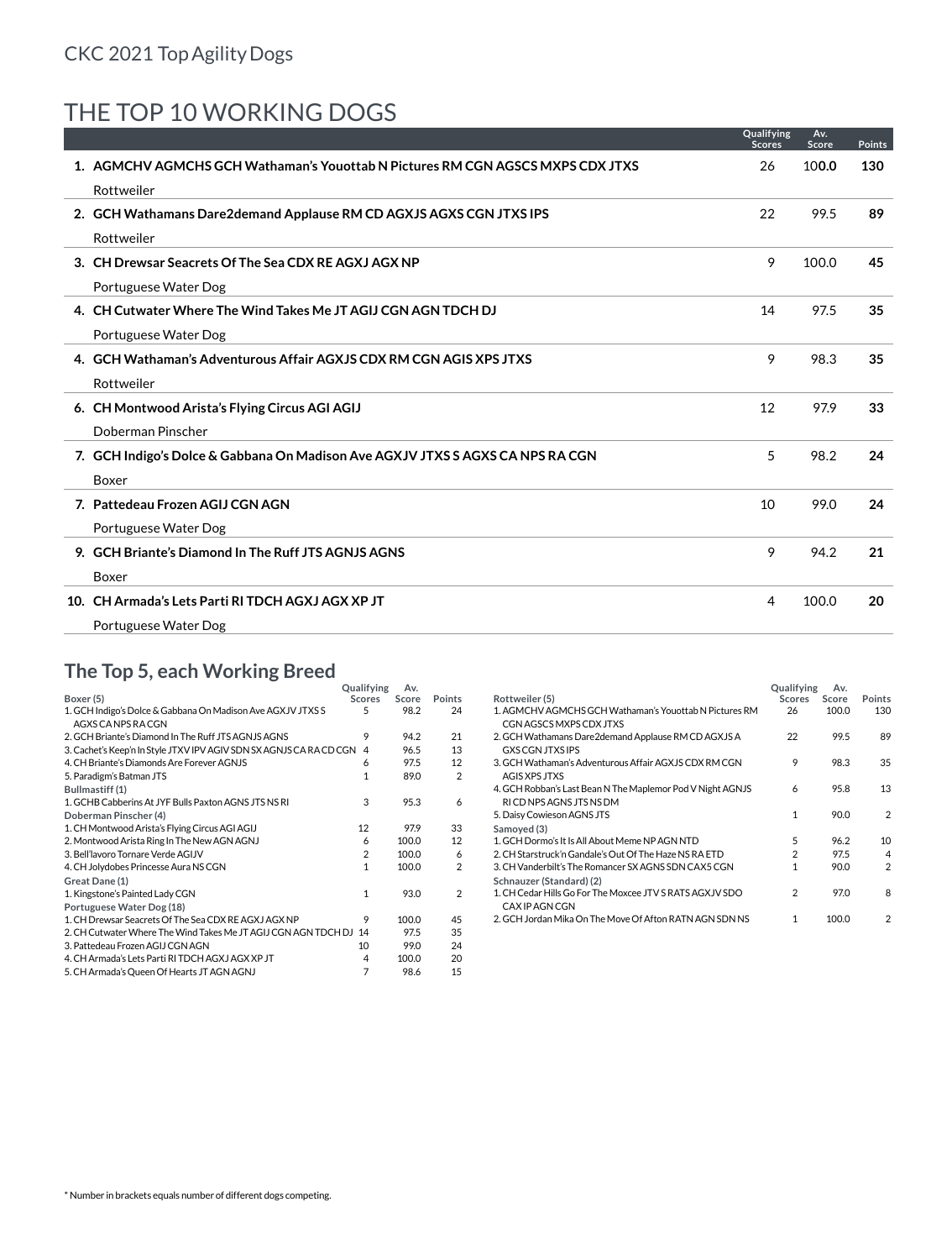CKC 2021 Top Agility Dogs

# THE TOP 10 WORKING DOGS

| | Qualifying Scores | Av. Score | Points |
|---|---|---|---|
| **1. AGMCHV AGMCHS GCH Wathaman's Youottab N Pictures RM CGN AGSCS MXPS CDX JTXS**<br>Rottweiler | 26 | 100.0 | **130** |
| **2. GCH Wathamans Dare2demand Applause RM CD AGXJS AGXS CGN JTXS IPS**<br>Rottweiler | 22 | 99.5 | **89** |
| **3. CH Drewsar Seacrets Of The Sea CDX RE AGXJ AGX NP**<br>Portuguese Water Dog | 9 | 100.0 | **45** |
| **4. CH Cutwater Where The Wind Takes Me JT AGIJ CGN AGN TDCH DJ**<br>Portuguese Water Dog | 14 | 97.5 | **35** |
| **4. GCH Wathaman's Adventurous Affair AGXJS CDX RM CGN AGIS XPS JTXS**<br>Rottweiler | 9 | 98.3 | **35** |
| **6. CH Montwood Arista's Flying Circus AGI AGIJ**<br>Doberman Pinscher | 12 | 97.9 | **33** |
| **7. GCH Indigo's Dolce & Gabbana On Madison Ave AGXJV JTXS S AGXS CA NPS RA CGN**<br>Boxer | 5 | 98.2 | **24** |
| **7. Pattedeau Frozen AGIJ CGN AGN**<br>Portuguese Water Dog | 10 | 99.0 | **24** |
| **9. GCH Briante's Diamond In The Ruff JTS AGNJS AGNS**<br>Boxer | 9 | 94.2 | **21** |
| **10. CH Armada's Lets Parti RI TDCH AGXJ AGX XP JT**<br>Portuguese Water Dog | 4 | 100.0 | **20** |

## The Top 5, each Working Breed

| | Qualifying Scores | Av. Score | Points |
|---|---|---|---|
| **Boxer (5)** | | | |
| 1. GCH Indigo's Dolce & Gabbana On Madison Ave AGXJV JTXS S AGXS CA NPS RA CGN | 5 | 98.2 | 24 |
| 2. GCH Briante's Diamond In The Ruff JTS AGNJS AGNS | 9 | 94.2 | 21 |
| 3. Cachet's Keep'n In Style JTXV IPV AGIV SDN SX AGNJS CA RA CD CGN | 4 | 96.5 | 13 |
| 4. CH Briante's Diamonds Are Forever AGNJS | 6 | 97.5 | 12 |
| 5. Paradigm's Batman JTS | 1 | 89.0 | 2 |
| **Bullmastiff (1)** | | | |
| 1. GCHB Cabberins At JYF Bulls Paxton AGNS JTS NS RI | 3 | 95.3 | 6 |
| **Doberman Pinscher (4)** | | | |
| 1. CH Montwood Arista's Flying Circus AGI AGIJ | 12 | 97.9 | 33 |
| 2. Montwood Arista Ring In The New AGN AGNJ | 6 | 100.0 | 12 |
| 3. Bell'lavoro Tornare Verde AGIJV | 2 | 100.0 | 6 |
| 4. CH Jolydobes Princesse Aura NS CGN | 1 | 100.0 | 2 |
| **Great Dane (1)** | | | |
| 1. Kingstone's Painted Lady CGN | 1 | 93.0 | 2 |
| **Portuguese Water Dog (18)** | | | |
| 1. CH Drewsar Seacrets Of The Sea CDX RE AGXJ AGX NP | 9 | 100.0 | 45 |
| 2. CH Cutwater Where The Wind Takes Me JT AGIJ CGN AGN TDCH DJ | 14 | 97.5 | 35 |
| 3. Pattedeau Frozen AGIJ CGN AGN | 10 | 99.0 | 24 |
| 4. CH Armada's Lets Parti RI TDCH AGXJ AGX XP JT | 4 | 100.0 | 20 |
| 5. CH Armada's Queen Of Hearts JT AGN AGNJ | 7 | 98.6 | 15 |
| **Rottweiler (5)** | | | |
| 1. AGMCHV AGMCHS GCH Wathaman's Youottab N Pictures RM CGN AGSCS MXPS CDX JTXS | 26 | 100.0 | 130 |
| 2. GCH Wathamans Dare2demand Applause RM CD AGXJS AGXS CGN JTXS IPS | 22 | 99.5 | 89 |
| 3. GCH Wathaman's Adventurous Affair AGXJS CDX RM CGN AGIS XPS JTXS | 9 | 98.3 | 35 |
| 4. GCH Robban's Last Bean N The Maplemor Pod V Night AGNJS RI CD NPS AGNS JTS NS DM | 6 | 95.8 | 13 |
| 5. Daisy Cowieson AGNS JTS | 1 | 90.0 | 2 |
| **Samoyed (3)** | | | |
| 1. GCH Dormo's It Is All About Meme NP AGN NTD | 5 | 96.2 | 10 |
| 2. CH Starstruck'n Gandale's Out Of The Haze NS RA ETD | 2 | 97.5 | 4 |
| 3. CH Vanderbilt's The Romancer SX AGNS SDN CAX5 CGN | 1 | 90.0 | 2 |
| **Schnauzer (Standard) (2)** | | | |
| 1. CH Cedar Hills Go For The Moxcee JTV S RATS AGXJV SDO CAX IP AGN CGN | 2 | 97.0 | 8 |
| 2. GCH Jordan Mika On The Move Of Afton RATN AGN SDN NS | 1 | 100.0 | 2 |

\* Number in brackets equals number of different dogs competing.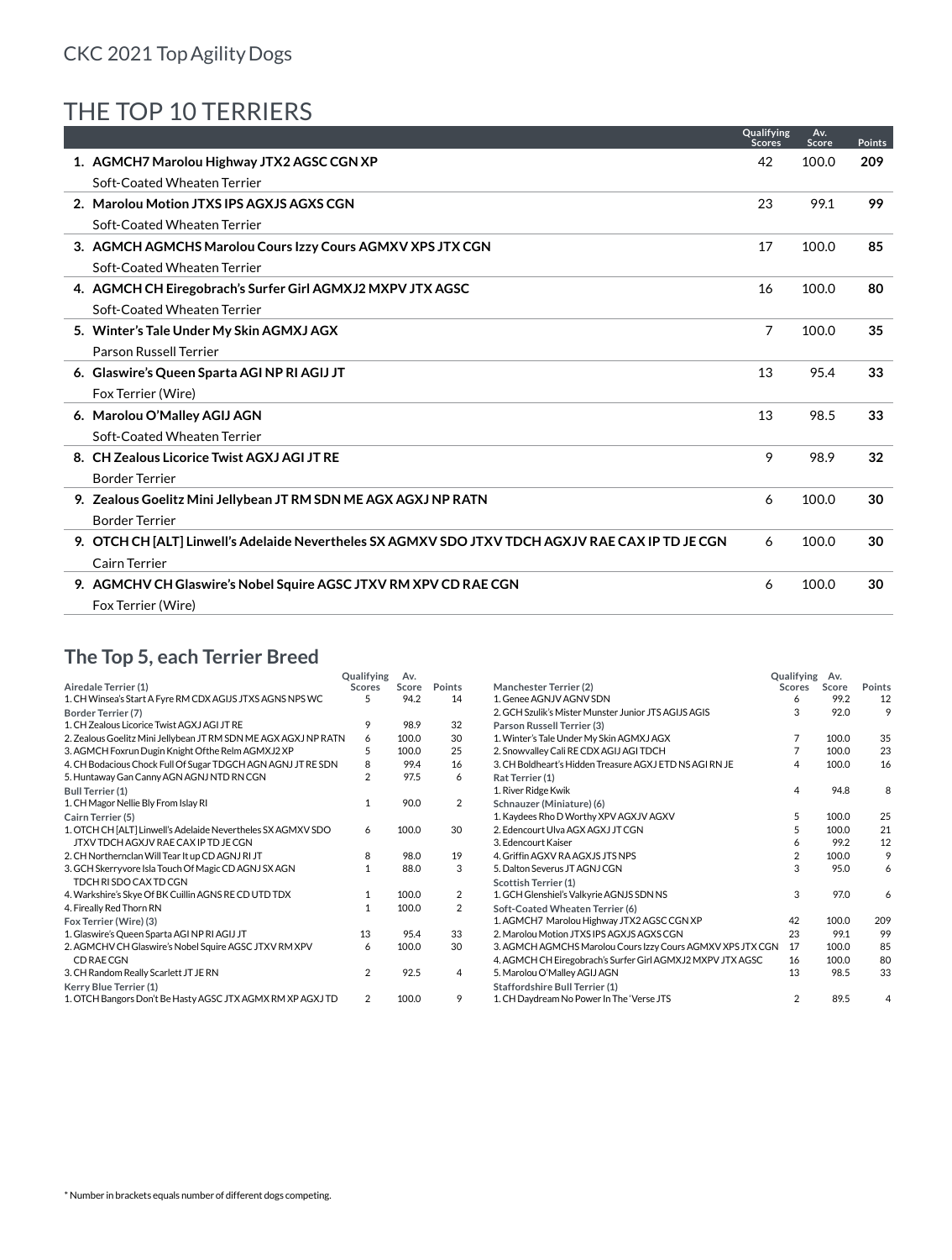# CKC 2021 Top Agility Dogs

## THE TOP 10 TERRIERS

| | Qualifying Scores | Av. Score | Points |
|---|---|---|---|
| **1. AGMCH7 Marolou Highway JTX2 AGSC CGN XP**<br>Soft-Coated Wheaten Terrier | 42 | 100.0 | **209** |
| **2. Marolou Motion JTXS IPS AGXJS AGXS CGN**<br>Soft-Coated Wheaten Terrier | 23 | 99.1 | **99** |
| **3. AGMCH AGMCHS Marolou Cours Izzy Cours AGMXV XPS JTX CGN**<br>Soft-Coated Wheaten Terrier | 17 | 100.0 | **85** |
| **4. AGMCH CH Eiregobrach's Surfer Girl AGMXJ2 MXPV JTX AGSC**<br>Soft-Coated Wheaten Terrier | 16 | 100.0 | **80** |
| **5. Winter's Tale Under My Skin AGMXJ AGX**<br>Parson Russell Terrier | 7 | 100.0 | **35** |
| **6. Glaswire's Queen Sparta AGI NP RI AGIJ JT**<br>Fox Terrier (Wire) | 13 | 95.4 | **33** |
| **6. Marolou O'Malley AGIJ AGN**<br>Soft-Coated Wheaten Terrier | 13 | 98.5 | **33** |
| **8. CH Zealous Licorice Twist AGXJ AGI JT RE**<br>Border Terrier | 9 | 98.9 | **32** |
| **9. Zealous Goelitz Mini Jellybean JT RM SDN ME AGX AGXJ NP RATN**<br>Border Terrier | 6 | 100.0 | **30** |
| **9. OTCH CH [ALT] Linwell's Adelaide Nevertheles SX AGMXV SDO JTXV TDCH AGXJV RAE CAX IP TD JE CGN**<br>Cairn Terrier | 6 | 100.0 | **30** |
| **9. AGMCHV CH Glaswire's Nobel Squire AGSC JTXV RM XPV CD RAE CGN**<br>Fox Terrier (Wire) | 6 | 100.0 | **30** |

## The Top 5, each Terrier Breed

| | Qualifying Scores | Av. Score | Points |
|---|---|---|---|
| **Airedale Terrier (1)** | | | |
| 1. CH Winsea's Start A Fyre RM CDX AGIJS JTXS AGNS NPS WC | 5 | 94.2 | 14 |
| **Border Terrier (7)** | | | |
| 1. CH Zealous Licorice Twist AGXJ AGI JT RE | 9 | 98.9 | 32 |
| 2. Zealous Goelitz Mini Jellybean JT RM SDN ME AGX AGXJ NP RATN | 6 | 100.0 | 30 |
| 3. AGMCH Foxrun Dugin Knight Ofthe Relm AGMXJ2 XP | 5 | 100.0 | 25 |
| 4. CH Bodacious Chock Full Of Sugar TDGCH AGN AGNJ JT RE SDN | 8 | 99.4 | 16 |
| 5. Huntaway Gan Canny AGN AGNJ NTD RN CGN | 2 | 97.5 | 6 |
| **Bull Terrier (1)** | | | |
| 1. CH Magor Nellie Bly From Islay RI | 1 | 90.0 | 2 |
| **Cairn Terrier (5)** | | | |
| 1. OTCH CH [ALT] Linwell's Adelaide Nevertheles SX AGMXV SDO JTXV TDCH AGXJV RAE CAX IP TD JE CGN | 6 | 100.0 | 30 |
| 2. CH Northernclan Will Tear It up CD AGNJ RI JT | 8 | 98.0 | 19 |
| 3. GCH Skerryvore Isla Touch Of Magic CD AGNJ SX AGN TDCH RI SDO CAX TD CGN | 1 | 88.0 | 3 |
| 4. Warkshire's Skye Of BK Cuillin AGNS RE CD UTD TDX | 1 | 100.0 | 2 |
| 4. Fireally Red Thorn RN | 1 | 100.0 | 2 |
| **Fox Terrier (Wire) (3)** | | | |
| 1. Glaswire's Queen Sparta AGI NP RI AGIJ JT | 13 | 95.4 | 33 |
| 2. AGMCHV CH Glaswire's Nobel Squire AGSC JTXV RM XPV CD RAE CGN | 6 | 100.0 | 30 |
| 3. CH Random Really Scarlett JT JE RN | 2 | 92.5 | 4 |
| **Kerry Blue Terrier (1)** | | | |
| 1. OTCH Bangors Don't Be Hasty AGSC JTX AGMX RM XP AGXJ TD | 2 | 100.0 | 9 |
| **Manchester Terrier (2)** | | | |
| 1. Genee AGNJV AGNV SDN | 6 | 99.2 | 12 |
| 2. GCH Szulik's Mister Munster Junior JTS AGIJS AGIS | 3 | 92.0 | 9 |
| **Parson Russell Terrier (3)** | | | |
| 1. Winter's Tale Under My Skin AGMXJ AGX | 7 | 100.0 | 35 |
| 2. Snowvalley Cali RE CDX AGIJ AGI TDCH | 7 | 100.0 | 23 |
| 3. CH Boldheart's Hidden Treasure AGXJ ETD NS AGI RN JE | 4 | 100.0 | 16 |
| **Rat Terrier (1)** | | | |
| 1. River Ridge Kwik | 4 | 94.8 | 8 |
| **Schnauzer (Miniature) (6)** | | | |
| 1. Kaydees Rho D Worthy XPV AGXJV AGXV | 5 | 100.0 | 25 |
| 2. Edencourt Ulva AGX AGXJ JT CGN | 5 | 100.0 | 21 |
| 3. Edencourt Kaiser | 6 | 99.2 | 12 |
| 4. Griffin AGXV RA AGXJS JTS NPS | 2 | 100.0 | 9 |
| 5. Dalton Severus JT AGNJ CGN | 3 | 95.0 | 6 |
| **Scottish Terrier (1)** | | | |
| 1. GCH Glenshiel's Valkyrie AGNJS SDN NS | 3 | 97.0 | 6 |
| **Soft-Coated Wheaten Terrier (6)** | | | |
| 1. AGMCH7 Marolou Highway JTX2 AGSC CGN XP | 42 | 100.0 | 209 |
| 2. Marolou Motion JTXS IPS AGXJS AGXS CGN | 23 | 99.1 | 99 |
| 3. AGMCH AGMCHS Marolou Cours Izzy Cours AGMXV XPS JTX CGN | 17 | 100.0 | 85 |
| 4. AGMCH CH Eiregobrach's Surfer Girl AGMXJ2 MXPV JTX AGSC | 16 | 100.0 | 80 |
| 5. Marolou O'Malley AGIJ AGN | 13 | 98.5 | 33 |
| **Staffordshire Bull Terrier (1)** | | | |
| 1. CH Daydream No Power In The 'Verse JTS | 2 | 89.5 | 4 |

\* Number in brackets equals number of different dogs competing.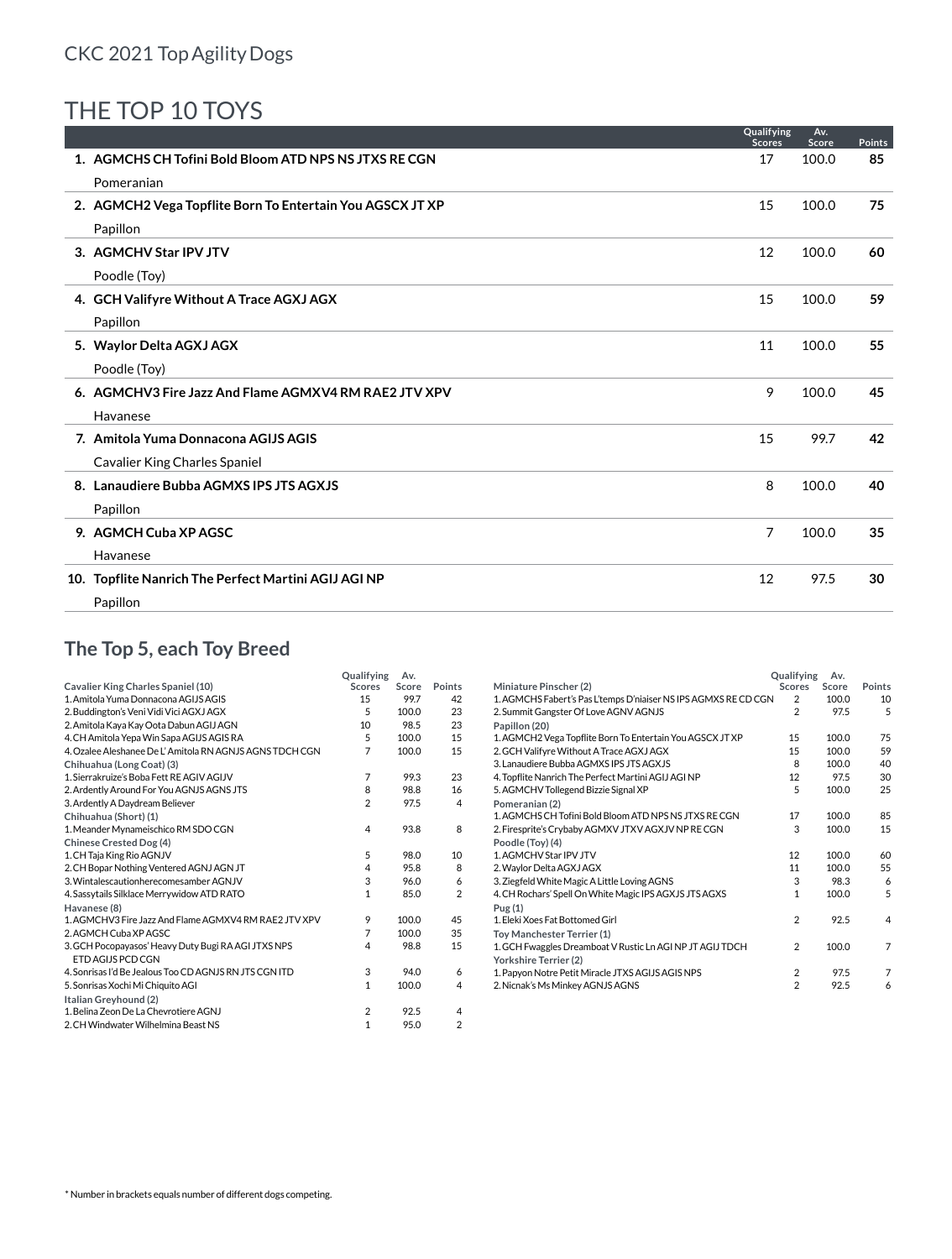# THE TOP 10 TOYS

| | | Qualifying Scores | Av. Score | Points |
|---|---|---|---|---|
| 1. | **AGMCHS CH Tofini Bold Bloom ATD NPS NS JTXS RE CGN**<br>Pomeranian | 17 | 100.0 | **85** |
| 2. | **AGMCH2 Vega Topflite Born To Entertain You AGSCX JT XP**<br>Papillon | 15 | 100.0 | **75** |
| 3. | **AGMCHV Star IPV JTV**<br>Poodle (Toy) | 12 | 100.0 | **60** |
| 4. | **GCH Valifyre Without A Trace AGXJ AGX**<br>Papillon | 15 | 100.0 | **59** |
| 5. | **Waylor Delta AGXJ AGX**<br>Poodle (Toy) | 11 | 100.0 | **55** |
| 6. | **AGMCHV3 Fire Jazz And Flame AGMXV4 RM RAE2 JTV XPV**<br>Havanese | 9 | 100.0 | **45** |
| 7. | **Amitola Yuma Donnacona AGIJS AGIS**<br>Cavalier King Charles Spaniel | 15 | 99.7 | **42** |
| 8. | **Lanaudiere Bubba AGMXS IPS JTS AGXJS**<br>Papillon | 8 | 100.0 | **40** |
| 9. | **AGMCH Cuba XP AGSC**<br>Havanese | 7 | 100.0 | **35** |
| 10. | **Topflite Nanrich The Perfect Martini AGIJ AGI NP**<br>Papillon | 12 | 97.5 | **30** |

## The Top 5, each Toy Breed

| | Qualifying Scores | Av. Score | Points |
|---|---|---|---|
| **Cavalier King Charles Spaniel (10)** | | | |
| 1. Amitola Yuma Donnacona AGIJS AGIS | 15 | 99.7 | 42 |
| 2. Buddington's Veni Vidi Vici AGXJ AGX | 5 | 100.0 | 23 |
| 2. Amitola Kaya Kay Oota Dabun AGIJ AGN | 10 | 98.5 | 23 |
| 4. CH Amitola Yepa Win Sapa AGIJS AGIS RA | 5 | 100.0 | 15 |
| 4. Ozalee Aleshanee De L' Amitola RN AGNJS AGNS TDCH CGN | 7 | 100.0 | 15 |
| **Chihuahua (Long Coat) (3)** | | | |
| 1. Sierrakruize's Boba Fett RE AGIV AGIJV | 7 | 99.3 | 23 |
| 2. Ardently Around For You AGNJS AGNS JTS | 8 | 98.8 | 16 |
| 3. Ardently A Daydream Believer | 2 | 97.5 | 4 |
| **Chihuahua (Short) (1)** | | | |
| 1. Meander Mynameischico RM SDO CGN | 4 | 93.8 | 8 |
| **Chinese Crested Dog (4)** | | | |
| 1. CH Taja King Rio AGNJV | 5 | 98.0 | 10 |
| 2. CH Bopar Nothing Ventered AGNJ AGN JT | 4 | 95.8 | 8 |
| 3. Wintalescautionherecomesamber AGNJV | 3 | 96.0 | 6 |
| 4. Sassytails Silklace Merrywidow ATD RATO | 1 | 85.0 | 2 |
| **Havanese (8)** | | | |
| 1. AGMCHV3 Fire Jazz And Flame AGMXV4 RM RAE2 JTV XPV | 9 | 100.0 | 45 |
| 2. AGMCH Cuba XP AGSC | 7 | 100.0 | 35 |
| 3. GCH Pocopayasos' Heavy Duty Bugi RA AGI JTXS NPS ETD AGIJS PCD CGN | 4 | 98.8 | 15 |
| 4. Sonrisas I'd Be Jealous Too CD AGNJS RN JTS CGN ITD | 3 | 94.0 | 6 |
| 5. Sonrisas Xochi Mi Chiquito AGI | 1 | 100.0 | 4 |
| **Italian Greyhound (2)** | | | |
| 1. Belina Zeon De La Chevrotiere AGNJ | 2 | 92.5 | 4 |
| 2. CH Windwater Wilhelmina Beast NS | 1 | 95.0 | 2 |
| **Miniature Pinscher (2)** | | | |
| 1. AGMCHS Fabert's Pas L'temps D'niaiser NS IPS AGMXS RE CD CGN | 2 | 100.0 | 10 |
| 2. Summit Gangster Of Love AGNV AGNJS | 2 | 97.5 | 5 |
| **Papillon (20)** | | | |
| 1. AGMCH2 Vega Topflite Born To Entertain You AGSCX JT XP | 15 | 100.0 | 75 |
| 2. GCH Valifyre Without A Trace AGXJ AGX | 15 | 100.0 | 59 |
| 3. Lanaudiere Bubba AGMXS IPS JTS AGXJS | 8 | 100.0 | 40 |
| 4. Topflite Nanrich The Perfect Martini AGIJ AGI NP | 12 | 97.5 | 30 |
| 5. AGMCHV Tollegend Bizzie Signal XP | 5 | 100.0 | 25 |
| **Pomeranian (2)** | | | |
| 1. AGMCHS CH Tofini Bold Bloom ATD NPS NS JTXS RE CGN | 17 | 100.0 | 85 |
| 2. Firesprite's Crybaby AGMXV JTXV AGXJV NP RE CGN | 3 | 100.0 | 15 |
| **Poodle (Toy) (4)** | | | |
| 1. AGMCHV Star IPV JTV | 12 | 100.0 | 60 |
| 2. Waylor Delta AGXJ AGX | 11 | 100.0 | 55 |
| 3. Ziegfeld White Magic A Little Loving AGNS | 3 | 98.3 | 6 |
| 4. CH Rochars' Spell On White Magic IPS AGXJS JTS AGXS | 1 | 100.0 | 5 |
| **Pug (1)** | | | |
| 1. Eleki Xoes Fat Bottomed Girl | 2 | 92.5 | 4 |
| **Toy Manchester Terrier (1)** | | | |
| 1. GCH Fwaggles Dreamboat V Rustic Ln AGI NP JT AGIJ TDCH | 2 | 100.0 | 7 |
| **Yorkshire Terrier (2)** | | | |
| 1. Papyon Notre Petit Miracle JTXS AGIJS AGIS NPS | 2 | 97.5 | 7 |
| 2. Nicnak's Ms Minkey AGNJS AGNS | 2 | 92.5 | 6 |

* Number in brackets equals number of different dogs competing.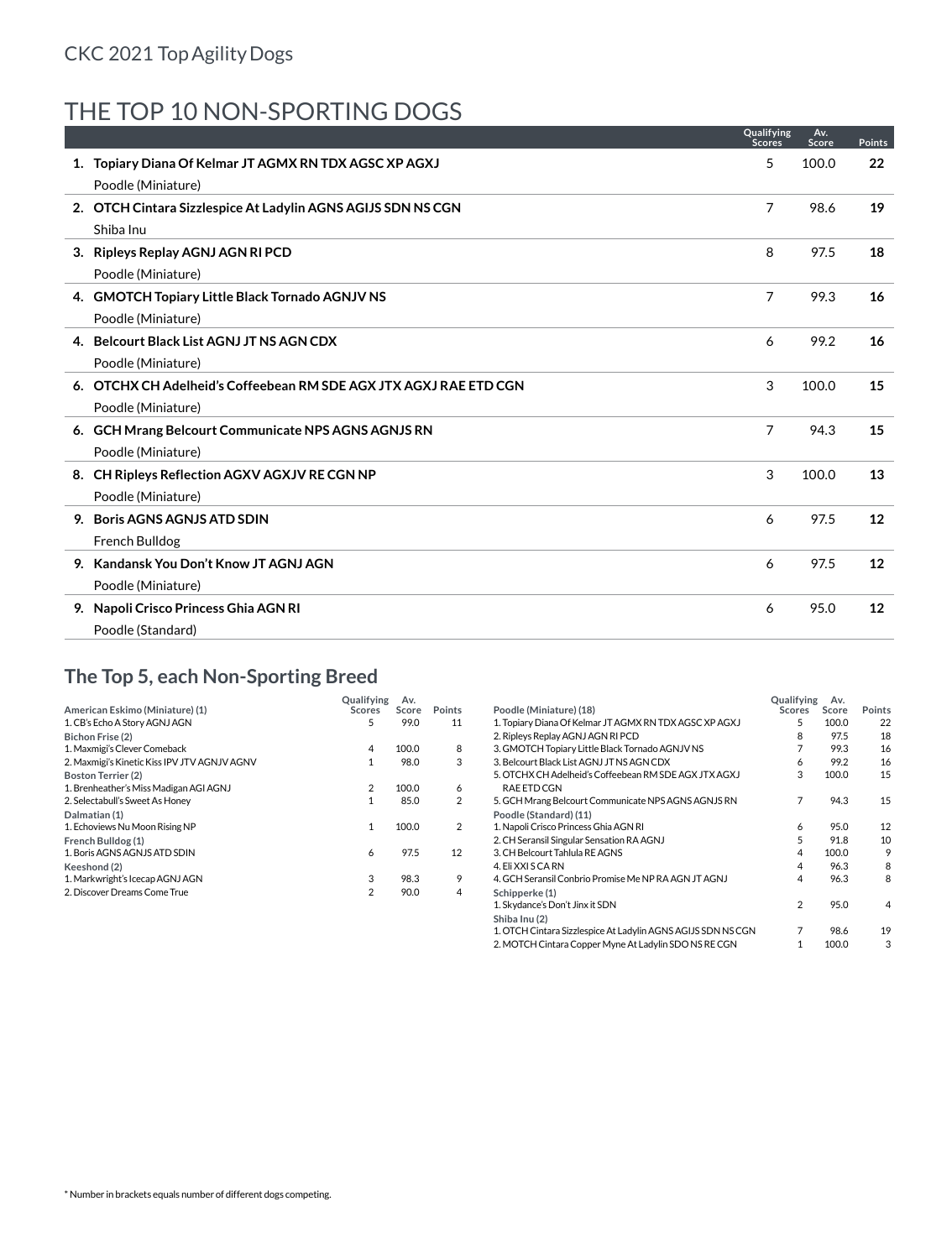CKC 2021 Top Agility Dogs

# THE TOP 10 NON-SPORTING DOGS

| | | Qualifying Scores | Av. Score | Points |
|---|---|---|---|---|
| 1. | **Topiary Diana Of Kelmar JT AGMX RN TDX AGSC XP AGXJ**<br>Poodle (Miniature) | 5 | 100.0 | **22** |
| 2. | **OTCH Cintara Sizzlespice At Ladylin AGNS AGIJS SDN NS CGN**<br>Shiba Inu | 7 | 98.6 | **19** |
| 3. | **Ripleys Replay AGNJ AGN RI PCD**<br>Poodle (Miniature) | 8 | 97.5 | **18** |
| 4. | **GMOTCH Topiary Little Black Tornado AGNJV NS**<br>Poodle (Miniature) | 7 | 99.3 | **16** |
| 4. | **Belcourt Black List AGNJ JT NS AGN CDX**<br>Poodle (Miniature) | 6 | 99.2 | **16** |
| 6. | **OTCHX CH Adelheid's Coffeebean RM SDE AGX JTX AGXJ RAE ETD CGN**<br>Poodle (Miniature) | 3 | 100.0 | **15** |
| 6. | **GCH Mrang Belcourt Communicate NPS AGNS AGNJS RN**<br>Poodle (Miniature) | 7 | 94.3 | **15** |
| 8. | **CH Ripleys Reflection AGXV AGXJV RE CGN NP**<br>Poodle (Miniature) | 3 | 100.0 | **13** |
| 9. | **Boris AGNS AGNJS ATD SDIN**<br>French Bulldog | 6 | 97.5 | **12** |
| 9. | **Kandansk You Don't Know JT AGNJ AGN**<br>Poodle (Miniature) | 6 | 97.5 | **12** |
| 9. | **Napoli Crisco Princess Ghia AGN RI**<br>Poodle (Standard) | 6 | 95.0 | **12** |

## The Top 5, each Non-Sporting Breed

| | Qualifying Scores | Av. Score | Points |
|---|---|---|---|
| **American Eskimo (Miniature) (1)** | | | |
| 1. CB's Echo A Story AGNJ AGN | 5 | 99.0 | 11 |
| **Bichon Frise (2)** | | | |
| 1. Maxmigi's Clever Comeback | 4 | 100.0 | 8 |
| 2. Maxmigi's Kinetic Kiss IPV JTV AGNJV AGNV | 1 | 98.0 | 3 |
| **Boston Terrier (2)** | | | |
| 1. Brenheather's Miss Madigan AGI AGNJ | 2 | 100.0 | 6 |
| 2. Selectabull's Sweet As Honey | 1 | 85.0 | 2 |
| **Dalmatian (1)** | | | |
| 1. Echoviews Nu Moon Rising NP | 1 | 100.0 | 2 |
| **French Bulldog (1)** | | | |
| 1. Boris AGNS AGNJS ATD SDIN | 6 | 97.5 | 12 |
| **Keeshond (2)** | | | |
| 1. Markwright's Icecap AGNJ AGN | 3 | 98.3 | 9 |
| 2. Discover Dreams Come True | 2 | 90.0 | 4 |
| **Poodle (Miniature) (18)** | | | |
| 1. Topiary Diana Of Kelmar JT AGMX RN TDX AGSC XP AGXJ | 5 | 100.0 | 22 |
| 2. Ripleys Replay AGNJ AGN RI PCD | 8 | 97.5 | 18 |
| 3. GMOTCH Topiary Little Black Tornado AGNJV NS | 7 | 99.3 | 16 |
| 3. Belcourt Black List AGNJ JT NS AGN CDX | 6 | 99.2 | 16 |
| 5. OTCHX CH Adelheid's Coffeebean RM SDE AGX JTX AGXJ RAE ETD CGN | 3 | 100.0 | 15 |
| 5. GCH Mrang Belcourt Communicate NPS AGNS AGNJS RN | 7 | 94.3 | 15 |
| **Poodle (Standard) (11)** | | | |
| 1. Napoli Crisco Princess Ghia AGN RI | 6 | 95.0 | 12 |
| 2. CH Seransil Singular Sensation RA AGNJ | 5 | 91.8 | 10 |
| 3. CH Belcourt Tahlula RE AGNS | 4 | 100.0 | 9 |
| 4. Eli XXI S CA RN | 4 | 96.3 | 8 |
| 4. GCH Seransil Conbrio Promise Me NP RA AGN JT AGNJ | 4 | 96.3 | 8 |
| **Schipperke (1)** | | | |
| 1. Skydance's Don't Jinx it SDN | 2 | 95.0 | 4 |
| **Shiba Inu (2)** | | | |
| 1. OTCH Cintara Sizzlespice At Ladylin AGNS AGIJS SDN NS CGN | 7 | 98.6 | 19 |
| 2. MOTCH Cintara Copper Myne At Ladylin SDO NS RE CGN | 1 | 100.0 | 3 |

* Number in brackets equals number of different dogs competing.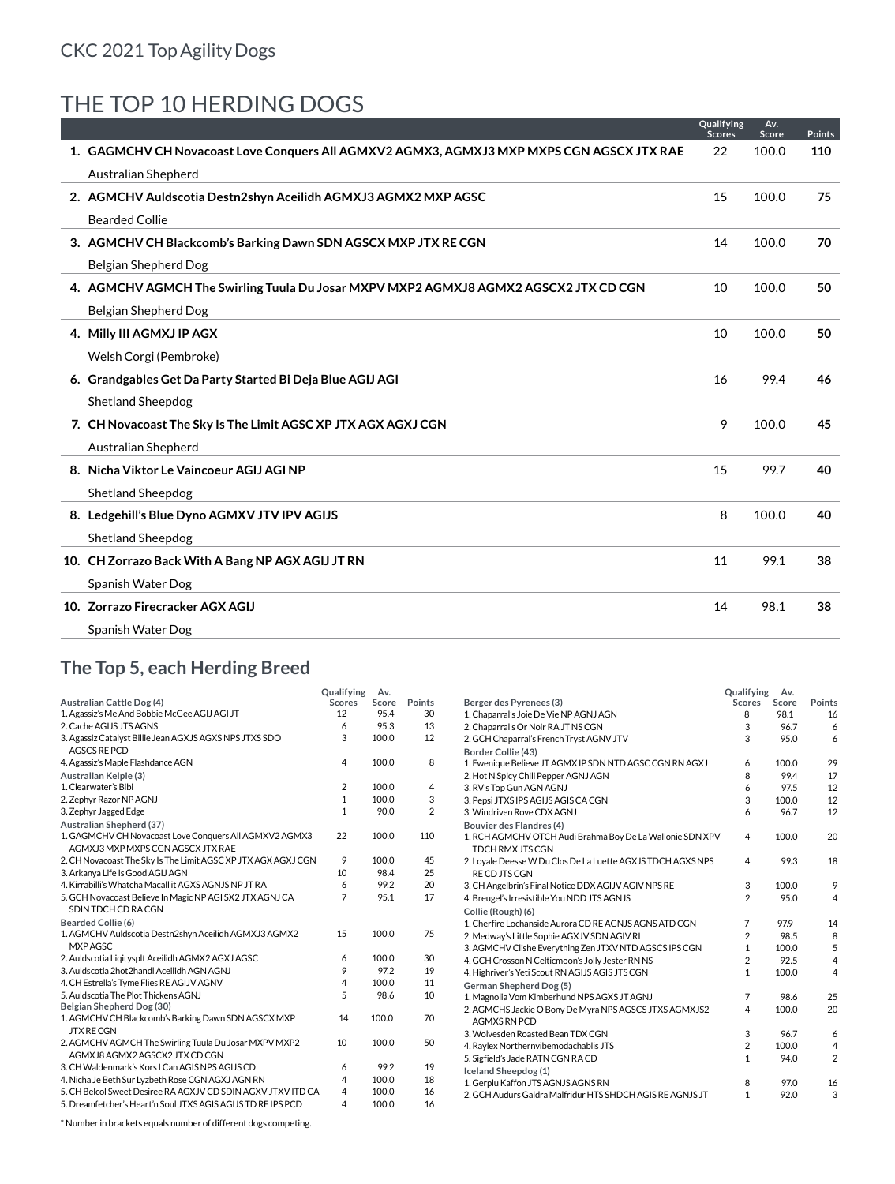# THE TOP 10 HERDING DOGS

| | | Qualifying Scores | Av. Score | Points |
|---|---|---|---|---|
| 1. | **GAGMCHV CH Novacoast Love Conquers All AGMXV2 AGMX3, AGMXJ3 MXP MXPS CGN AGSCX JTX RAE** Australian Shepherd | 22 | 100.0 | **110** |
| 2. | **AGMCHV Auldscotia Destn2shyn Aceilidh AGMXJ3 AGMX2 MXP AGSC** Bearded Collie | 15 | 100.0 | **75** |
| 3. | **AGMCHV CH Blackcomb's Barking Dawn SDN AGSCX MXP JTX RE CGN** Belgian Shepherd Dog | 14 | 100.0 | **70** |
| 4. | **AGMCHV AGMCH The Swirling Tuula Du Josar MXPV MXP2 AGMXJ8 AGMX2 AGSCX2 JTX CD CGN** Belgian Shepherd Dog | 10 | 100.0 | **50** |
| 4. | **Milly III AGMXJ IP AGX** Welsh Corgi (Pembroke) | 10 | 100.0 | **50** |
| 6. | **Grandgables Get Da Party Started Bi Deja Blue AGIJ AGI** Shetland Sheepdog | 16 | 99.4 | **46** |
| 7. | **CH Novacoast The Sky Is The Limit AGSC XP JTX AGX AGXJ CGN** Australian Shepherd | 9 | 100.0 | **45** |
| 8. | **Nicha Viktor Le Vaincoeur AGIJ AGI NP** Shetland Sheepdog | 15 | 99.7 | **40** |
| 8. | **Ledgehill's Blue Dyno AGMXV JTV IPV AGIJS** Shetland Sheepdog | 8 | 100.0 | **40** |
| 10. | **CH Zorrazo Back With A Bang NP AGX AGIJ JT RN** Spanish Water Dog | 11 | 99.1 | **38** |
| 10. | **Zorrazo Firecracker AGX AGIJ** Spanish Water Dog | 14 | 98.1 | **38** |

## The Top 5, each Herding Breed

| | Qualifying Scores | Av. Score | Points |
|---|---|---|---|
| **Australian Cattle Dog (4)** | | | |
| 1. Agassiz's Me And Bobbie McGee AGIJ AGI JT | 12 | 95.4 | 30 |
| 2. Cache AGIJS JTS AGNS | 6 | 95.3 | 13 |
| 3. Agassiz Catalyst Billie Jean AGXJS AGXS NPS JTXS SDO AGSCS RE PCD | 3 | 100.0 | 12 |
| 4. Agassiz's Maple Flashdance AGN | 4 | 100.0 | 8 |
| **Australian Kelpie (3)** | | | |
| 1. Clearwater's Bibi | 2 | 100.0 | 4 |
| 2. Zephyr Razor NP AGNJ | 1 | 100.0 | 3 |
| 3. Zephyr Jagged Edge | 1 | 90.0 | 2 |
| **Australian Shepherd (37)** | | | |
| 1. GAGMCHV CH Novacoast Love Conquers All AGMXV2 AGMX3 AGMXJ3 MXP MXPS CGN AGSCX JTX RAE | 22 | 100.0 | 110 |
| 2. CH Novacoast The Sky Is The Limit AGSC XP JTX AGX AGXJ CGN | 9 | 100.0 | 45 |
| 3. Arkanya Life Is Good AGIJ AGN | 10 | 98.4 | 25 |
| 4. Kirrabilli's Whatcha Macall it AGXS AGNJS NP JT RA | 6 | 99.2 | 20 |
| 5. GCH Novacoast Believe In Magic NP AGI SX2 JTX AGNJ CA SDIN TDCH CD RA CGN | 7 | 95.1 | 17 |
| **Bearded Collie (6)** | | | |
| 1. AGMCHV Auldscotia Destn2shyn Aceilidh AGMXJ3 AGMX2 MXP AGSC | 15 | 100.0 | 75 |
| 2. Auldscotia Liqitysplt Aceilidh AGMX2 AGXJ AGSC | 6 | 100.0 | 30 |
| 3. Auldscotia 2hot2handl Aceilidh AGN AGNJ | 9 | 97.2 | 19 |
| 4. CH Estrella's Tyme Flies RE AGIJV AGNV | 4 | 100.0 | 11 |
| 5. Auldscotia The Plot Thickens AGNJ | 5 | 98.6 | 10 |
| **Belgian Shepherd Dog (30)** | | | |
| 1. AGMCHV CH Blackcomb's Barking Dawn SDN AGSCX MXP JTX RE CGN | 14 | 100.0 | 70 |
| 2. AGMCHV AGMCH The Swirling Tuula Du Josar MXPV MXP2 AGMXJ8 AGMX2 AGSCX2 JTX CD CGN | 10 | 100.0 | 50 |
| 3. CH Waldenmark's Kors I Can AGIS NPS AGIJS CD | 6 | 99.2 | 19 |
| 4. Nicha Je Beth Sur Lyzbeth Rose CGN AGXJ AGN NP | 4 | 100.0 | 18 |
| 5. CH Belcol Sweet Desiree RA AGXJV CD SDIN AGXV JTXV ITD CA | 4 | 100.0 | 16 |
| 5. Dreamfetcher's Heart'n Soul JTXS AGIS AGIJS TD RE IPS PCD | 4 | 100.0 | 16 |
| **Berger des Pyrenees (3)** | | | |
| 1. Chaparral's Joie De Vie NP AGNJ AGN | 8 | 98.1 | 16 |
| 2. Chaparral's Or Noir RA JT NS CGN | 3 | 96.7 | 6 |
| 2. GCH Chaparral's French Tryst AGNV JTV | 3 | 95.0 | 6 |
| **Border Collie (43)** | | | |
| 1. Ewenique Believe JT AGMX IP SDN NTD AGSC CGN RN AGXJ | 6 | 100.0 | 29 |
| 2. Hot N Spicy Chili Pepper AGNJ AGN | 8 | 99.4 | 17 |
| 3. RV's Top Gun AGN AGNJ | 6 | 97.5 | 12 |
| 3. Pepsi JTXS IPS AGIJS AGIS CA CGN | 3 | 100.0 | 12 |
| 3. Windriven Rove CDX AGNJ | 6 | 96.7 | 12 |
| **Bouvier des Flandres (4)** | | | |
| 1. RCH AGMCHV OTCH Audi Brahmà Boy De La Wallonie SDN XPV TDCH RMX JTS CGN | 4 | 100.0 | 20 |
| 2. Loyale Deesse W Du Clos De La Luette AGXJS TDCH AGXS NPS RE CD JTS CGN | 4 | 99.3 | 18 |
| 3. CH Angelbrin's Final Notice DDX AGIJV AGIV NPS RE | 3 | 100.0 | 9 |
| 4. Breugel's Irresistible You NDD JTS AGNJS | 2 | 95.0 | 4 |
| **Collie (Rough) (6)** | | | |
| 1. Cherfire Lochanside Aurora CD RE AGNJS AGNS ATD CGN | 7 | 97.9 | 14 |
| 2. Medway's Little Sophie AGXJV SDN AGIV RI | 2 | 98.5 | 8 |
| 3. AGMCHV Clishe Everything Zen JTXV NTD AGSCS IPS CGN | 1 | 100.0 | 5 |
| 4. GCH Crosson N Celticmoon's Jolly Jester RN NS | 2 | 92.5 | 4 |
| 4. Highriver's Yeti Scout RN AGIJS AGIS JTS CGN | 1 | 100.0 | 4 |
| **German Shepherd Dog (5)** | | | |
| 1. Magnolia Vom Kimberhund NPS AGXS JT AGNJ | 7 | 98.6 | 25 |
| 2. AGMCHS Jackie O Bony De Myra NPS AGSCS JTXS AGMXJS2 AGMXS RN PCD | 4 | 100.0 | 20 |
| 3. Wolvesden Roasted Bean TDX CGN | 3 | 96.7 | 6 |
| 4. Raylex Northernvibemodachablis JTS | 2 | 100.0 | 4 |
| 5. Sigfield's Jade RATN CGN RA CD | 1 | 94.0 | 2 |
| **Iceland Sheepdog (1)** | | | |
| 1. Gerplu Kaffon JTS AGNJS AGNS RN | 8 | 97.0 | 16 |
| 2. GCH Audurs Galdra Malfridur HTS SHDCH AGIS RE AGNJS JT | 1 | 92.0 | 3 |

\* Number in brackets equals number of different dogs competing.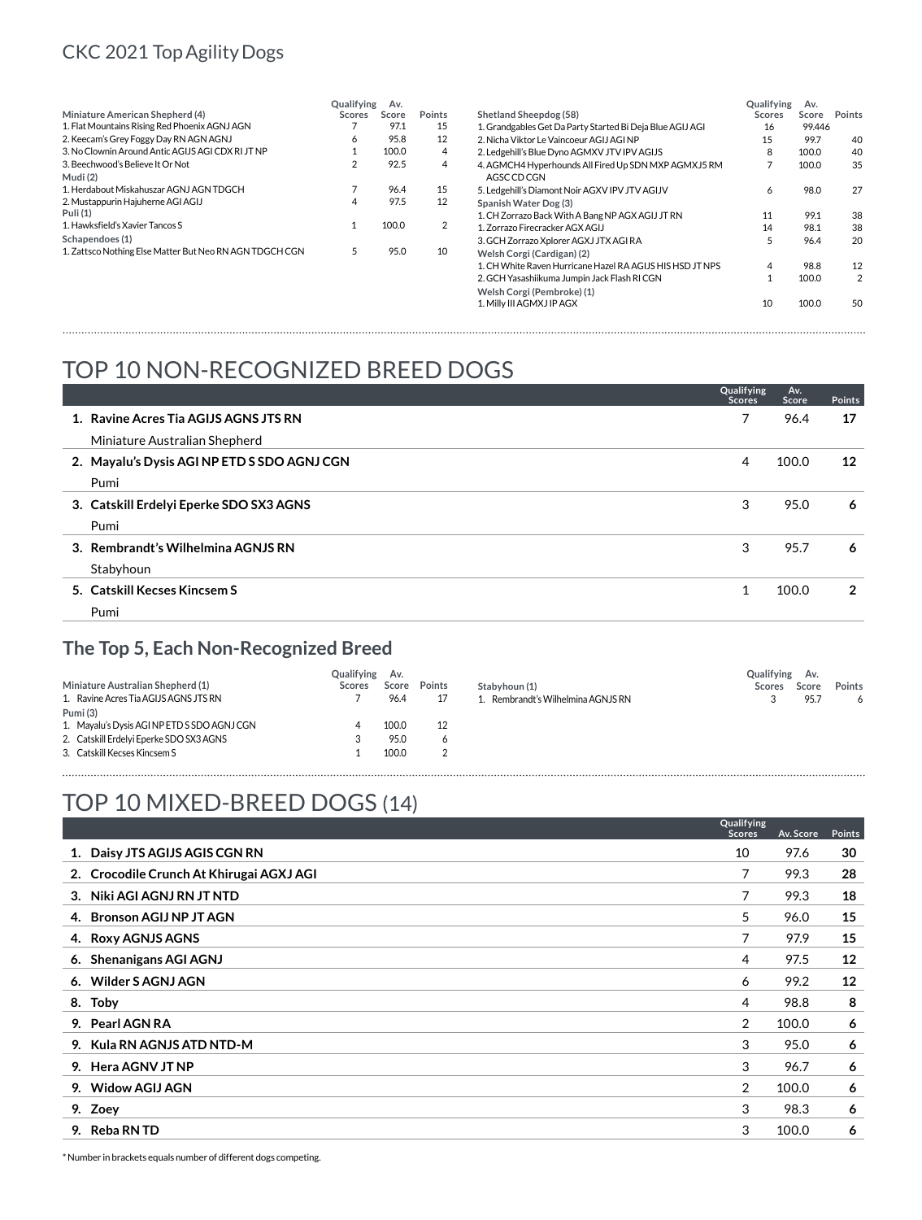## CKC 2021 Top Agility Dogs

| | Qualifying Scores | Av. Score | Points |
|---|---|---|---|
| **Miniature American Shepherd (4)** | | | |
| 1. Flat Mountains Rising Red Phoenix AGNJ AGN | 7 | 97.1 | 15 |
| 2. Keecam's Grey Foggy Day RN AGN AGNJ | 6 | 95.8 | 12 |
| 3. No Clownin Around Antic AGIJS AGI CDX RI JT NP | 1 | 100.0 | 4 |
| 3. Beechwood's Believe It Or Not | 2 | 92.5 | 4 |
| **Mudi (2)** | | | |
| 1. Herdabout Miskahuszar AGNJ AGN TDGCH | 7 | 96.4 | 15 |
| 2. Mustappurin Hajuherne AGI AGIJ | 4 | 97.5 | 12 |
| **Puli (1)** | | | |
| 1. Hawksfield's Xavier Tancos S | 1 | 100.0 | 2 |
| **Schapendoes (1)** | | | |
| 1. Zattsco Nothing Else Matter But Neo RN AGN TDGCH CGN | 5 | 95.0 | 10 |

| | Qualifying Scores | Av. Score | Points |
|---|---|---|---|
| **Shetland Sheepdog (58)** | | | |
| 1. Grandgables Get Da Party Started Bi Deja Blue AGIJ AGI | 16 | 99.446 | |
| 2. Nicha Viktor Le Vaincoeur AGIJ AGI NP | 15 | 99.7 | 40 |
| 2. Ledgehill's Blue Dyno AGMXV JTV IPV AGIJS | 8 | 100.0 | 40 |
| 4. AGMCH4 Hyperhounds All Fired Up SDN MXP AGMXJ5 RM AGSC CD CGN | 7 | 100.0 | 35 |
| 5. Ledgehill's Diamont Noir AGXV IPV JTV AGIJV | 6 | 98.0 | 27 |
| **Spanish Water Dog (3)** | | | |
| 1. CH Zorrazo Back With A Bang NP AGX AGIJ JT RN | 11 | 99.1 | 38 |
| 1. Zorrazo Firecracker AGX AGIJ | 14 | 98.1 | 38 |
| 3. GCH Zorrazo Xplorer AGXJ JTX AGI RA | 5 | 96.4 | 20 |
| **Welsh Corgi (Cardigan) (2)** | | | |
| 1. CH White Raven Hurricane Hazel RA AGIJS HIS HSD JT NPS | 4 | 98.8 | 12 |
| 2. GCH Yasashiikuma Jumpin Jack Flash RI CGN | 1 | 100.0 | 2 |
| **Welsh Corgi (Pembroke) (1)** | | | |
| 1. Milly III AGMXJ IP AGX | 10 | 100.0 | 50 |

# TOP 10 NON-RECOGNIZED BREED DOGS

| | Qualifying Scores | Av. Score | Points |
|---|---|---|---|
| **1. Ravine Acres Tia AGIJS AGNS JTS RN**<br>Miniature Australian Shepherd | 7 | 96.4 | **17** |
| **2. Mayalu's Dysis AGI NP ETD S SDO AGNJ CGN**<br>Pumi | 4 | 100.0 | **12** |
| **3. Catskill Erdelyi Eperke SDO SX3 AGNS**<br>Pumi | 3 | 95.0 | **6** |
| **3. Rembrandt's Wilhelmina AGNJS RN**<br>Stabyhoun | 3 | 95.7 | **6** |
| **5. Catskill Kecses Kincsem S**<br>Pumi | 1 | 100.0 | **2** |

## The Top 5, Each Non-Recognized Breed

| | Qualifying Scores | Av. Score | Points |
|---|---|---|---|
| **Miniature Australian Shepherd (1)** | | | |
| 1. Ravine Acres Tia AGIJS AGNS JTS RN | 7 | 96.4 | 17 |
| **Pumi (3)** | | | |
| 1. Mayalu's Dysis AGI NP ETD S SDO AGNJ CGN | 4 | 100.0 | 12 |
| 2. Catskill Erdelyi Eperke SDO SX3 AGNS | 3 | 95.0 | 6 |
| 3. Catskill Kecses Kincsem S | 1 | 100.0 | 2 |

| | Qualifying Scores | Av. Score | Points |
|---|---|---|---|
| **Stabyhoun (1)** | | | |
| 1. Rembrandt's Wilhelmina AGNJS RN | 3 | 95.7 | 6 |

# TOP 10 MIXED-BREED DOGS (14)

| | Qualifying Scores | Av. Score | Points |
|---|---|---|---|
| **1. Daisy JTS AGIJS AGIS CGN RN** | 10 | 97.6 | **30** |
| **2. Crocodile Crunch At Khirugai AGXJ AGI** | 7 | 99.3 | **28** |
| **3. Niki AGI AGNJ RN JT NTD** | 7 | 99.3 | **18** |
| **4. Bronson AGIJ NP JT AGN** | 5 | 96.0 | **15** |
| **4. Roxy AGNJS AGNS** | 7 | 97.9 | **15** |
| **6. Shenanigans AGI AGNJ** | 4 | 97.5 | **12** |
| **6. Wilder S AGNJ AGN** | 6 | 99.2 | **12** |
| **8. Toby** | 4 | 98.8 | **8** |
| **9. Pearl AGN RA** | 2 | 100.0 | **6** |
| **9. Kula RN AGNJS ATD NTD-M** | 3 | 95.0 | **6** |
| **9. Hera AGNV JT NP** | 3 | 96.7 | **6** |
| **9. Widow AGIJ AGN** | 2 | 100.0 | **6** |
| **9. Zoey** | 3 | 98.3 | **6** |
| **9. Reba RN TD** | 3 | 100.0 | **6** |

* Number in brackets equals number of different dogs competing.